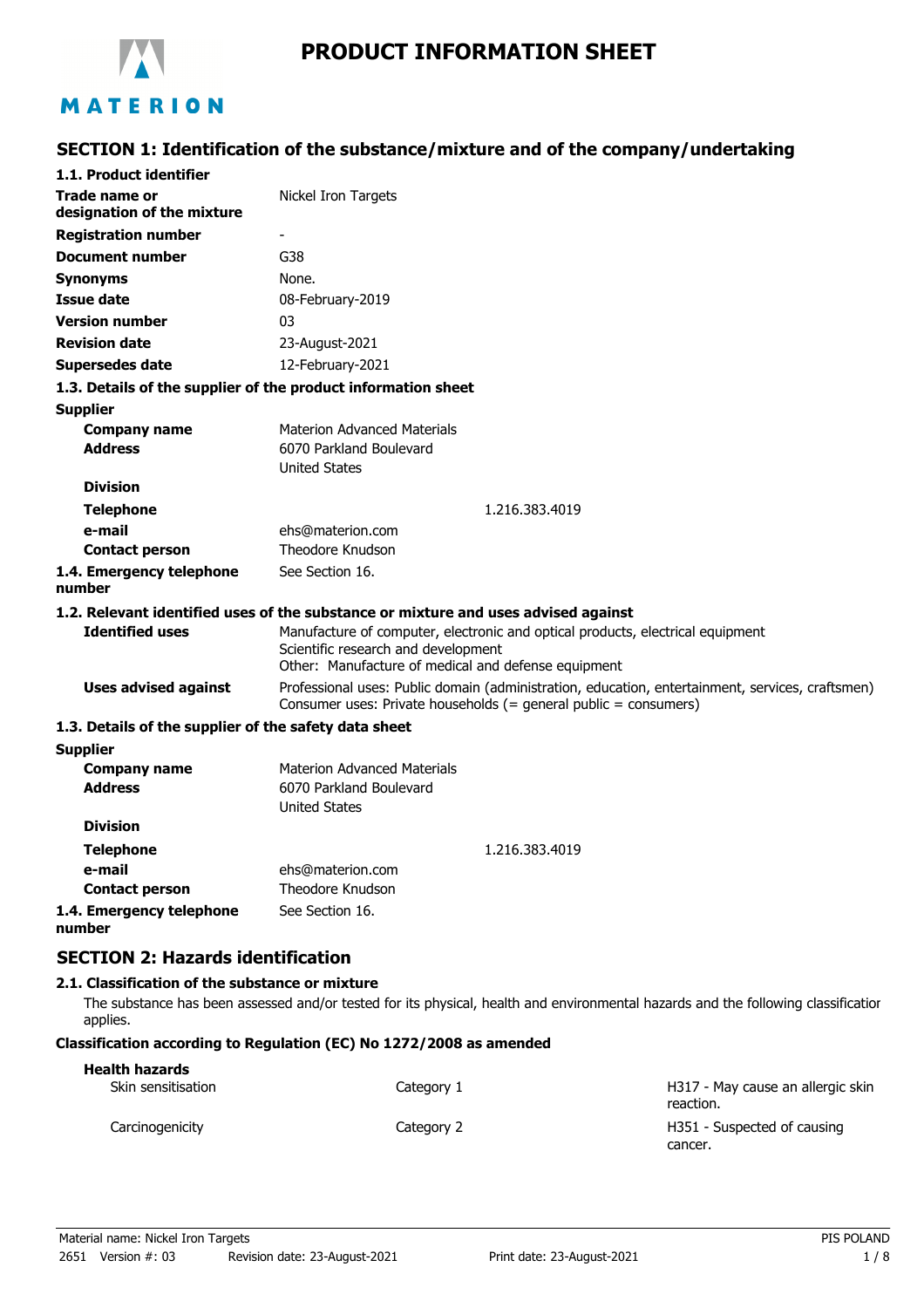# PRODUCT INFORMATION SHEET

MATERION

## SECTION 1: Identification of the substance/mixture and of the company/undertaking

### 1.1. Product identifier

| | |
|---|---|
| **Trade name or designation of the mixture** | Nickel Iron Targets |
| **Registration number** | - |
| **Document number** | G38 |
| **Synonyms** | None. |
| **Issue date** | 08-February-2019 |
| **Version number** | 03 |
| **Revision date** | 23-August-2021 |
| **Supersedes date** | 12-February-2021 |

### 1.3. Details of the supplier of the product information sheet

**Supplier**

| | |
|---|---|
| **Company name** | Materion Advanced Materials |
| **Address** | 6070 Parkland Boulevard<br>United States |
| **Division** | |
| **Telephone** | 1.216.383.4019 |
| **e-mail** | ehs@materion.com |
| **Contact person** | Theodore Knudson |
| **1.4. Emergency telephone number** | See Section 16. |

### 1.2. Relevant identified uses of the substance or mixture and uses advised against

| | |
|---|---|
| **Identified uses** | Manufacture of computer, electronic and optical products, electrical equipment<br>Scientific research and development<br>Other: Manufacture of medical and defense equipment |
| **Uses advised against** | Professional uses: Public domain (administration, education, entertainment, services, craftsmen)<br>Consumer uses: Private households (= general public = consumers) |

### 1.3. Details of the supplier of the safety data sheet

**Supplier**

| | |
|---|---|
| **Company name** | Materion Advanced Materials |
| **Address** | 6070 Parkland Boulevard<br>United States |
| **Division** | |
| **Telephone** | 1.216.383.4019 |
| **e-mail** | ehs@materion.com |
| **Contact person** | Theodore Knudson |
| **1.4. Emergency telephone number** | See Section 16. |

## SECTION 2: Hazards identification

### 2.1. Classification of the substance or mixture

The substance has been assessed and/or tested for its physical, health and environmental hazards and the following classification applies.

**Classification according to Regulation (EC) No 1272/2008 as amended**

**Health hazards**

| | | |
|---|---|---|
| Skin sensitisation | Category 1 | H317 - May cause an allergic skin reaction. |
| Carcinogenicity | Category 2 | H351 - Suspected of causing cancer. |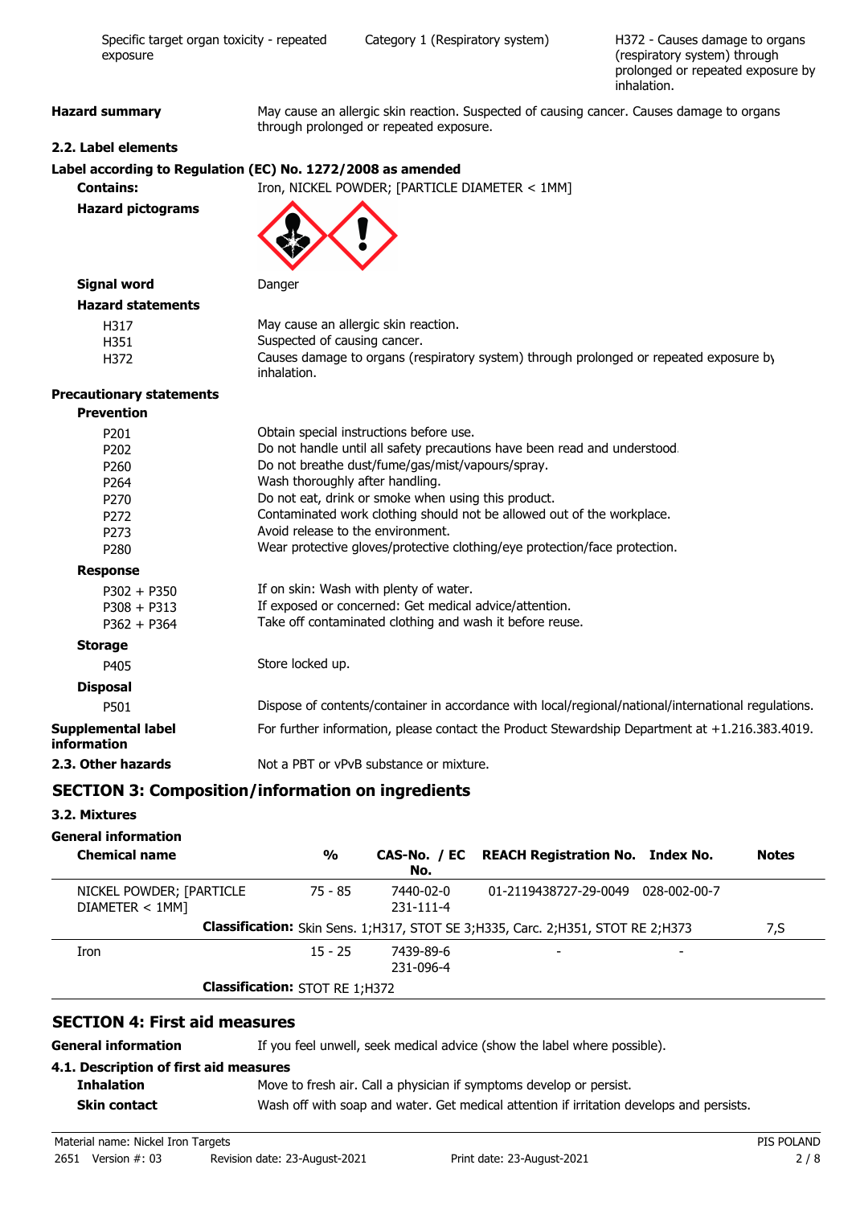| | | |
|---|---|---|
| Specific target organ toxicity - repeated exposure | Category 1 (Respiratory system) | H372 - Causes damage to organs (respiratory system) through prolonged or repeated exposure by inhalation. |

**Hazard summary** May cause an allergic skin reaction. Suspected of causing cancer. Causes damage to organs through prolonged or repeated exposure.

### 2.2. Label elements

**Label according to Regulation (EC) No. 1272/2008 as amended**

**Contains:** Iron, NICKEL POWDER; [PARTICLE DIAMETER < 1MM]

**Hazard pictograms**

**Signal word** Danger

**Hazard statements**

| | |
|---|---|
| H317 | May cause an allergic skin reaction. |
| H351 | Suspected of causing cancer. |
| H372 | Causes damage to organs (respiratory system) through prolonged or repeated exposure by inhalation. |

**Precautionary statements**

**Prevention**

| | |
|---|---|
| P201 | Obtain special instructions before use. |
| P202 | Do not handle until all safety precautions have been read and understood. |
| P260 | Do not breathe dust/fume/gas/mist/vapours/spray. |
| P264 | Wash thoroughly after handling. |
| P270 | Do not eat, drink or smoke when using this product. |
| P272 | Contaminated work clothing should not be allowed out of the workplace. |
| P273 | Avoid release to the environment. |
| P280 | Wear protective gloves/protective clothing/eye protection/face protection. |

**Response**

| | |
|---|---|
| P302 + P350 | If on skin: Wash with plenty of water. |
| P308 + P313 | If exposed or concerned: Get medical advice/attention. |
| P362 + P364 | Take off contaminated clothing and wash it before reuse. |

**Storage**

| | |
|---|---|
| P405 | Store locked up. |

**Disposal**

| | |
|---|---|
| P501 | Dispose of contents/container in accordance with local/regional/national/international regulations. |

**Supplemental label information** For further information, please contact the Product Stewardship Department at +1.216.383.4019.

**2.3. Other hazards** Not a PBT or vPvB substance or mixture.

## SECTION 3: Composition/information on ingredients

### 3.2. Mixtures

**General information**

| Chemical name | % | CAS-No. / EC No. | REACH Registration No. | Index No. | Notes |
|---|---|---|---|---|---|
| NICKEL POWDER; [PARTICLE DIAMETER < 1MM] | 75 - 85 | 7440-02-0 231-111-4 | 01-2119438727-29-0049 | 028-002-00-7 | |
| | **Classification:** Skin Sens. 1;H317, STOT SE 3;H335, Carc. 2;H351, STOT RE 2;H373 | | | | 7,S |
| Iron | 15 - 25 | 7439-89-6 231-096-4 | - | - | |
| | **Classification:** STOT RE 1;H372 | | | | |

## SECTION 4: First aid measures

**General information** If you feel unwell, seek medical advice (show the label where possible).

### 4.1. Description of first aid measures

**Inhalation** Move to fresh air. Call a physician if symptoms develop or persist.

**Skin contact** Wash off with soap and water. Get medical attention if irritation develops and persists.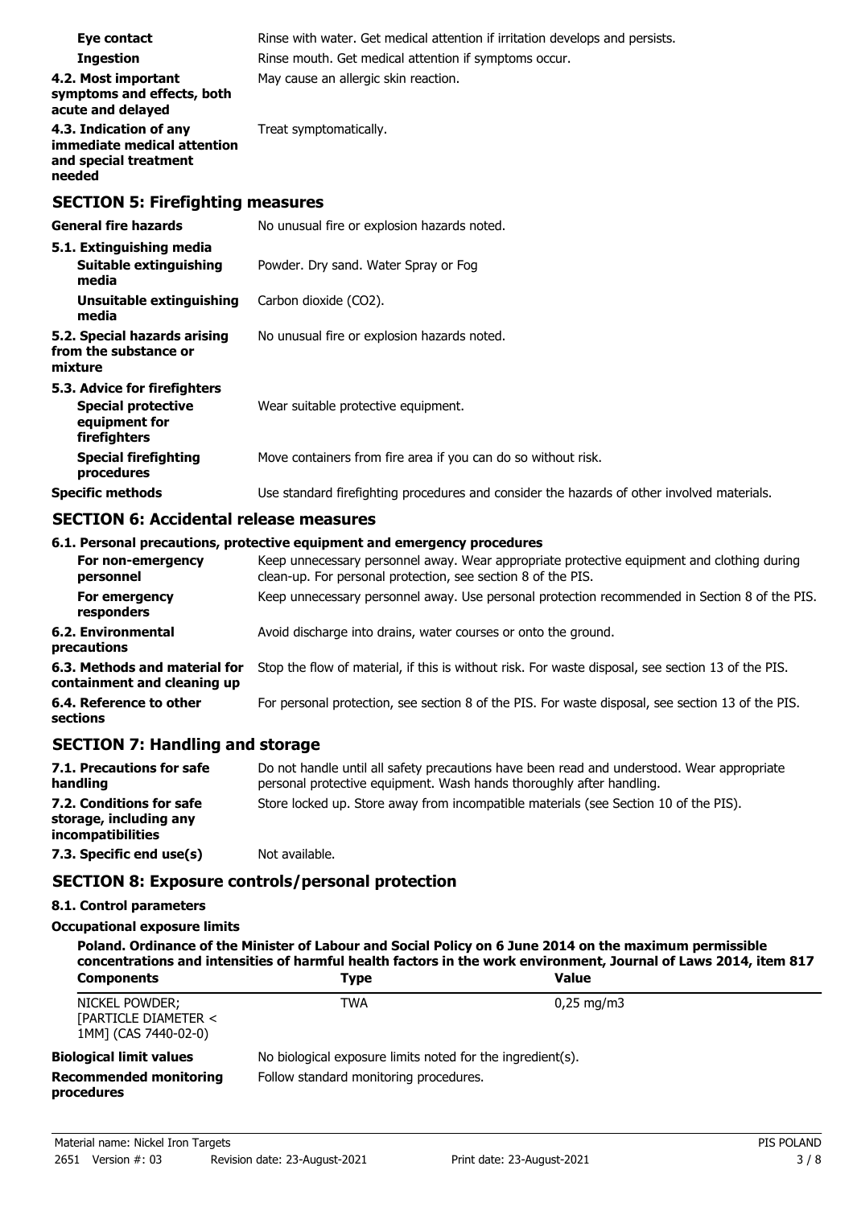| | |
|---|---|
| **Eye contact** | Rinse with water. Get medical attention if irritation develops and persists. |
| **Ingestion** | Rinse mouth. Get medical attention if symptoms occur. |
| **4.2. Most important symptoms and effects, both acute and delayed** | May cause an allergic skin reaction. |
| **4.3. Indication of any immediate medical attention and special treatment needed** | Treat symptomatically. |

## SECTION 5: Firefighting measures

| | |
|---|---|
| **General fire hazards** | No unusual fire or explosion hazards noted. |
| **5.1. Extinguishing media** | |
| **Suitable extinguishing media** | Powder. Dry sand. Water Spray or Fog |
| **Unsuitable extinguishing media** | Carbon dioxide ($CO_2$). |
| **5.2. Special hazards arising from the substance or mixture** | No unusual fire or explosion hazards noted. |
| **5.3. Advice for firefighters** | |
| **Special protective equipment for firefighters** | Wear suitable protective equipment. |
| **Special firefighting procedures** | Move containers from fire area if you can do so without risk. |
| **Specific methods** | Use standard firefighting procedures and consider the hazards of other involved materials. |

## SECTION 6: Accidental release measures

**6.1. Personal precautions, protective equipment and emergency procedures**

| | |
|---|---|
| **For non-emergency personnel** | Keep unnecessary personnel away. Wear appropriate protective equipment and clothing during clean-up. For personal protection, see section 8 of the PIS. |
| **For emergency responders** | Keep unnecessary personnel away. Use personal protection recommended in Section 8 of the PIS. |
| **6.2. Environmental precautions** | Avoid discharge into drains, water courses or onto the ground. |
| **6.3. Methods and material for containment and cleaning up** | Stop the flow of material, if this is without risk. For waste disposal, see section 13 of the PIS. |
| **6.4. Reference to other sections** | For personal protection, see section 8 of the PIS. For waste disposal, see section 13 of the PIS. |

## SECTION 7: Handling and storage

| | |
|---|---|
| **7.1. Precautions for safe handling** | Do not handle until all safety precautions have been read and understood. Wear appropriate personal protective equipment. Wash hands thoroughly after handling. |
| **7.2. Conditions for safe storage, including any incompatibilities** | Store locked up. Store away from incompatible materials (see Section 10 of the PIS). |
| **7.3. Specific end use(s)** | Not available. |

## SECTION 8: Exposure controls/personal protection

**8.1. Control parameters**

**Occupational exposure limits**

**Poland. Ordinance of the Minister of Labour and Social Policy on 6 June 2014 on the maximum permissible concentrations and intensities of harmful health factors in the work environment, Journal of Laws 2014, item 817**

| Components | Type | Value |
|---|---|---|
| NICKEL POWDER; [PARTICLE DIAMETER < 1MM] (CAS 7440-02-0) | TWA | 0,25 mg/m3 |

| | |
|---|---|
| **Biological limit values** | No biological exposure limits noted for the ingredient(s). |
| **Recommended monitoring procedures** | Follow standard monitoring procedures. |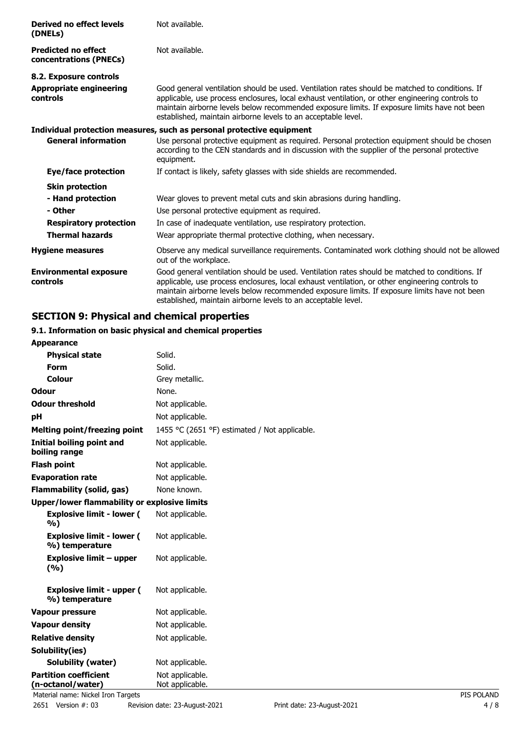| | |
|---|---|
| **Derived no effect levels (DNELs)** | Not available. |
| **Predicted no effect concentrations (PNECs)** | Not available. |

**8.2. Exposure controls**

| | |
|---|---|
| **Appropriate engineering controls** | Good general ventilation should be used. Ventilation rates should be matched to conditions. If applicable, use process enclosures, local exhaust ventilation, or other engineering controls to maintain airborne levels below recommended exposure limits. If exposure limits have not been established, maintain airborne levels to an acceptable level. |

**Individual protection measures, such as personal protective equipment**

| | |
|---|---|
| **General information** | Use personal protective equipment as required. Personal protection equipment should be chosen according to the CEN standards and in discussion with the supplier of the personal protective equipment. |
| **Eye/face protection** | If contact is likely, safety glasses with side shields are recommended. |
| **Skin protection** | |
| **- Hand protection** | Wear gloves to prevent metal cuts and skin abrasions during handling. |
| **- Other** | Use personal protective equipment as required. |
| **Respiratory protection** | In case of inadequate ventilation, use respiratory protection. |
| **Thermal hazards** | Wear appropriate thermal protective clothing, when necessary. |
| **Hygiene measures** | Observe any medical surveillance requirements. Contaminated work clothing should not be allowed out of the workplace. |
| **Environmental exposure controls** | Good general ventilation should be used. Ventilation rates should be matched to conditions. If applicable, use process enclosures, local exhaust ventilation, or other engineering controls to maintain airborne levels below recommended exposure limits. If exposure limits have not been established, maintain airborne levels to an acceptable level. |

## SECTION 9: Physical and chemical properties

### 9.1. Information on basic physical and chemical properties

| | |
|---|---|
| **Appearance** | |
| **Physical state** | Solid. |
| **Form** | Solid. |
| **Colour** | Grey metallic. |
| **Odour** | None. |
| **Odour threshold** | Not applicable. |
| **pH** | Not applicable. |
| **Melting point/freezing point** | 1455 °C (2651 °F) estimated / Not applicable. |
| **Initial boiling point and boiling range** | Not applicable. |
| **Flash point** | Not applicable. |
| **Evaporation rate** | Not applicable. |
| **Flammability (solid, gas)** | None known. |
| **Upper/lower flammability or explosive limits** | |
| **Explosive limit - lower ( %)** | Not applicable. |
| **Explosive limit - lower ( %) temperature** | Not applicable. |
| **Explosive limit – upper (%)** | Not applicable. |
| **Explosive limit - upper ( %) temperature** | Not applicable. |
| **Vapour pressure** | Not applicable. |
| **Vapour density** | Not applicable. |
| **Relative density** | Not applicable. |
| **Solubility(ies)** | |
| **Solubility (water)** | Not applicable. |
| **Partition coefficient (n-octanol/water)** | Not applicable. Not applicable. |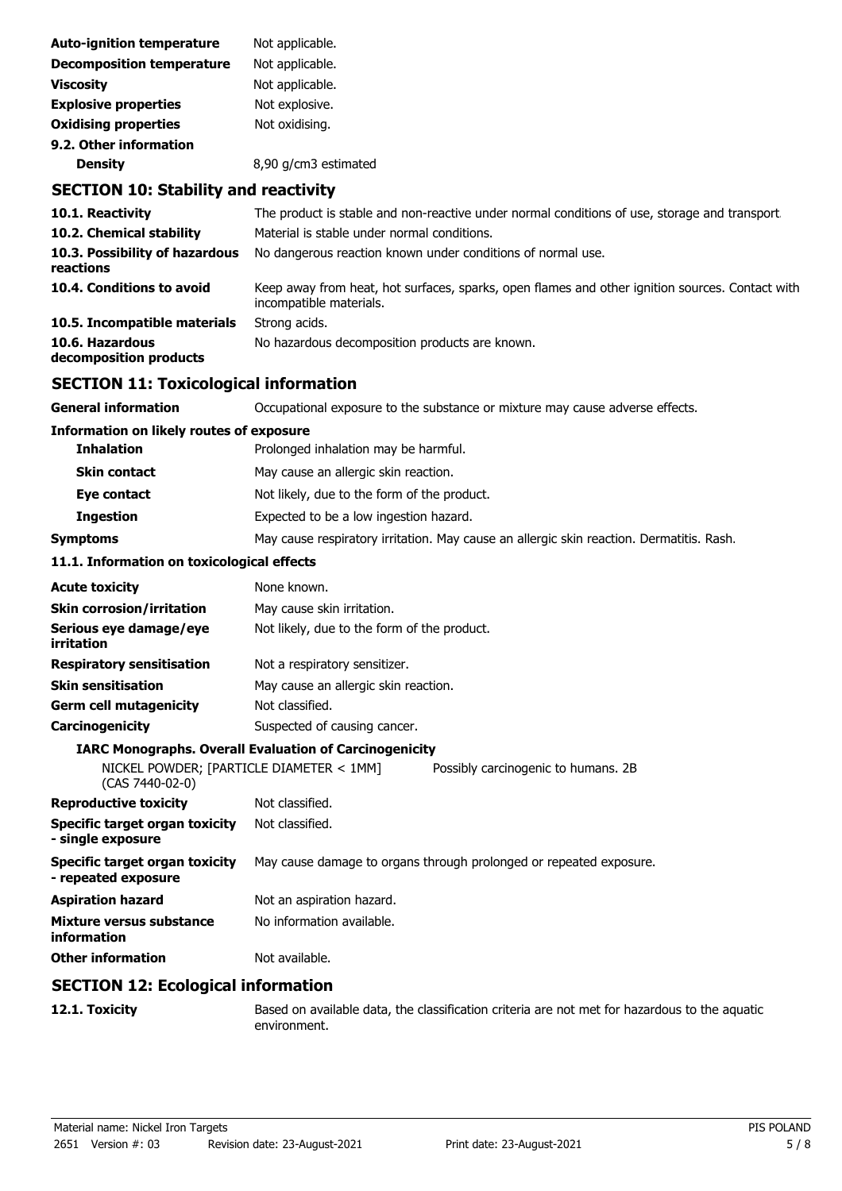| | |
|---|---|
| **Auto-ignition temperature** | Not applicable. |
| **Decomposition temperature** | Not applicable. |
| **Viscosity** | Not applicable. |
| **Explosive properties** | Not explosive. |
| **Oxidising properties** | Not oxidising. |

**9.2. Other information**

| | |
|---|---|
| **Density** | 8,90 g/cm3 estimated |

## SECTION 10: Stability and reactivity

| | |
|---|---|
| **10.1. Reactivity** | The product is stable and non-reactive under normal conditions of use, storage and transport. |
| **10.2. Chemical stability** | Material is stable under normal conditions. |
| **10.3. Possibility of hazardous reactions** | No dangerous reaction known under conditions of normal use. |
| **10.4. Conditions to avoid** | Keep away from heat, hot surfaces, sparks, open flames and other ignition sources. Contact with incompatible materials. |
| **10.5. Incompatible materials** | Strong acids. |
| **10.6. Hazardous decomposition products** | No hazardous decomposition products are known. |

## SECTION 11: Toxicological information

| | |
|---|---|
| **General information** | Occupational exposure to the substance or mixture may cause adverse effects. |

**Information on likely routes of exposure**

| | |
|---|---|
| **Inhalation** | Prolonged inhalation may be harmful. |
| **Skin contact** | May cause an allergic skin reaction. |
| **Eye contact** | Not likely, due to the form of the product. |
| **Ingestion** | Expected to be a low ingestion hazard. |
| **Symptoms** | May cause respiratory irritation. May cause an allergic skin reaction. Dermatitis. Rash. |

**11.1. Information on toxicological effects**

| | |
|---|---|
| **Acute toxicity** | None known. |
| **Skin corrosion/irritation** | May cause skin irritation. |
| **Serious eye damage/eye irritation** | Not likely, due to the form of the product. |
| **Respiratory sensitisation** | Not a respiratory sensitizer. |
| **Skin sensitisation** | May cause an allergic skin reaction. |
| **Germ cell mutagenicity** | Not classified. |
| **Carcinogenicity** | Suspected of causing cancer. |

**IARC Monographs. Overall Evaluation of Carcinogenicity**

| | |
|---|---|
| NICKEL POWDER; [PARTICLE DIAMETER < 1MM] (CAS 7440-02-0) | Possibly carcinogenic to humans. 2B |

| | |
|---|---|
| **Reproductive toxicity** | Not classified. |
| **Specific target organ toxicity - single exposure** | Not classified. |
| **Specific target organ toxicity - repeated exposure** | May cause damage to organs through prolonged or repeated exposure. |
| **Aspiration hazard** | Not an aspiration hazard. |
| **Mixture versus substance information** | No information available. |
| **Other information** | Not available. |

## SECTION 12: Ecological information

| | |
|---|---|
| **12.1. Toxicity** | Based on available data, the classification criteria are not met for hazardous to the aquatic environment. |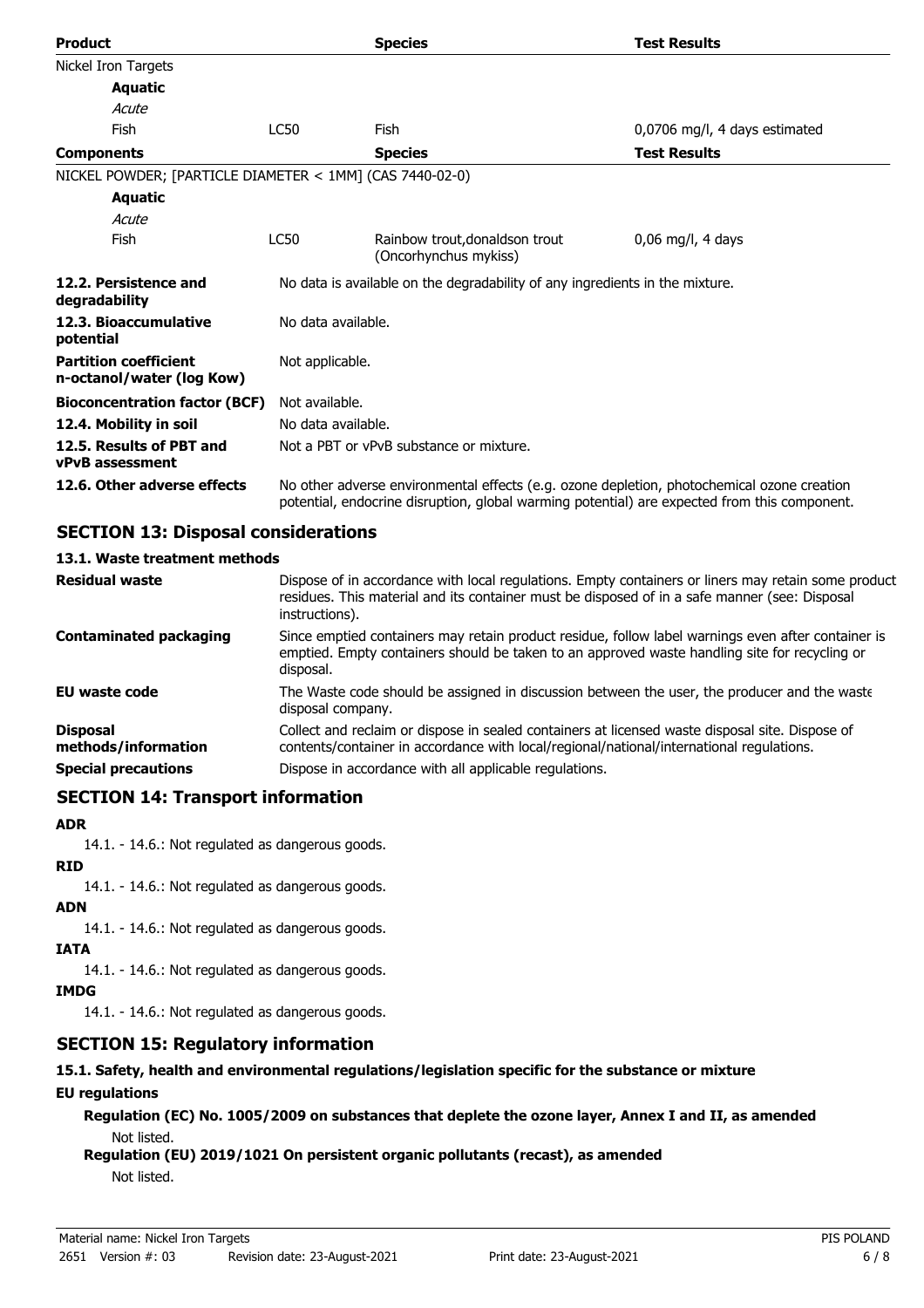| Product | | Species | Test Results |
|---|---|---|---|
| Nickel Iron Targets | | | |
| **Aquatic** | | | |
| *Acute* | | | |
| Fish | LC50 | Fish | 0,0706 mg/l, 4 days estimated |
| **Components** | | **Species** | **Test Results** |
| NICKEL POWDER; [PARTICLE DIAMETER < 1MM] (CAS 7440-02-0) | | | |
| **Aquatic** | | | |
| *Acute* | | | |
| Fish | LC50 | Rainbow trout,donaldson trout (Oncorhynchus mykiss) | 0,06 mg/l, 4 days |

| | |
|---|---|
| **12.2. Persistence and degradability** | No data is available on the degradability of any ingredients in the mixture. |
| **12.3. Bioaccumulative potential** | No data available. |
| **Partition coefficient n-octanol/water (log Kow)** | Not applicable. |
| **Bioconcentration factor (BCF)** | Not available. |
| **12.4. Mobility in soil** | No data available. |
| **12.5. Results of PBT and vPvB assessment** | Not a PBT or vPvB substance or mixture. |
| **12.6. Other adverse effects** | No other adverse environmental effects (e.g. ozone depletion, photochemical ozone creation potential, endocrine disruption, global warming potential) are expected from this component. |

## SECTION 13: Disposal considerations

### 13.1. Waste treatment methods

| | |
|---|---|
| **Residual waste** | Dispose of in accordance with local regulations. Empty containers or liners may retain some product residues. This material and its container must be disposed of in a safe manner (see: Disposal instructions). |
| **Contaminated packaging** | Since emptied containers may retain product residue, follow label warnings even after container is emptied. Empty containers should be taken to an approved waste handling site for recycling or disposal. |
| **EU waste code** | The Waste code should be assigned in discussion between the user, the producer and the waste disposal company. |
| **Disposal methods/information** | Collect and reclaim or dispose in sealed containers at licensed waste disposal site. Dispose of contents/container in accordance with local/regional/national/international regulations. |
| **Special precautions** | Dispose in accordance with all applicable regulations. |

## SECTION 14: Transport information

**ADR**

14.1. - 14.6.: Not regulated as dangerous goods.

**RID**

14.1. - 14.6.: Not regulated as dangerous goods.

**ADN**

14.1. - 14.6.: Not regulated as dangerous goods.

**IATA**

14.1. - 14.6.: Not regulated as dangerous goods.

**IMDG**

14.1. - 14.6.: Not regulated as dangerous goods.

## SECTION 15: Regulatory information

### 15.1. Safety, health and environmental regulations/legislation specific for the substance or mixture

**EU regulations**

**Regulation (EC) No. 1005/2009 on substances that deplete the ozone layer, Annex I and II, as amended**

Not listed.

**Regulation (EU) 2019/1021 On persistent organic pollutants (recast), as amended**

Not listed.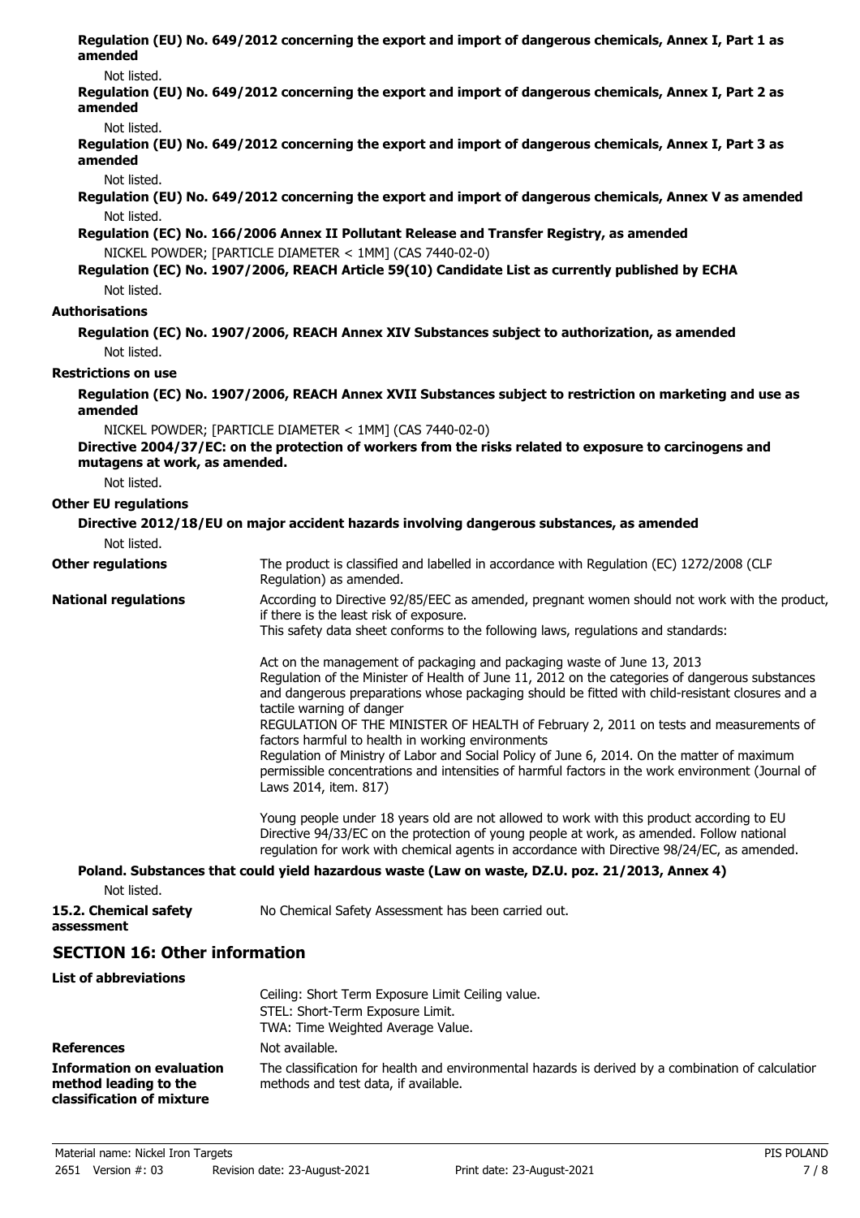**Regulation (EU) No. 649/2012 concerning the export and import of dangerous chemicals, Annex I, Part 1 as amended**

Not listed.

**Regulation (EU) No. 649/2012 concerning the export and import of dangerous chemicals, Annex I, Part 2 as amended**

Not listed.

**Regulation (EU) No. 649/2012 concerning the export and import of dangerous chemicals, Annex I, Part 3 as amended**

Not listed.

**Regulation (EU) No. 649/2012 concerning the export and import of dangerous chemicals, Annex V as amended**

Not listed.

**Regulation (EC) No. 166/2006 Annex II Pollutant Release and Transfer Registry, as amended**

NICKEL POWDER; [PARTICLE DIAMETER < 1MM] (CAS 7440-02-0)

**Regulation (EC) No. 1907/2006, REACH Article 59(10) Candidate List as currently published by ECHA**

Not listed.

**Authorisations**

**Regulation (EC) No. 1907/2006, REACH Annex XIV Substances subject to authorization, as amended**

Not listed.

**Restrictions on use**

**Regulation (EC) No. 1907/2006, REACH Annex XVII Substances subject to restriction on marketing and use as amended**

NICKEL POWDER; [PARTICLE DIAMETER < 1MM] (CAS 7440-02-0)

**Directive 2004/37/EC: on the protection of workers from the risks related to exposure to carcinogens and mutagens at work, as amended.**

Not listed.

**Other EU regulations**

**Directive 2012/18/EU on major accident hazards involving dangerous substances, as amended**

Not listed.

**Other regulations**

The product is classified and labelled in accordance with Regulation (EC) 1272/2008 (CLP Regulation) as amended.

**National regulations**

According to Directive 92/85/EEC as amended, pregnant women should not work with the product, if there is the least risk of exposure.

This safety data sheet conforms to the following laws, regulations and standards:

Act on the management of packaging and packaging waste of June 13, 2013
Regulation of the Minister of Health of June 11, 2012 on the categories of dangerous substances and dangerous preparations whose packaging should be fitted with child-resistant closures and a tactile warning of danger
REGULATION OF THE MINISTER OF HEALTH of February 2, 2011 on tests and measurements of factors harmful to health in working environments
Regulation of Ministry of Labor and Social Policy of June 6, 2014. On the matter of maximum permissible concentrations and intensities of harmful factors in the work environment (Journal of Laws 2014, item. 817)

Young people under 18 years old are not allowed to work with this product according to EU Directive 94/33/EC on the protection of young people at work, as amended. Follow national regulation for work with chemical agents in accordance with Directive 98/24/EC, as amended.

**Poland. Substances that could yield hazardous waste (Law on waste, DZ.U. poz. 21/2013, Annex 4)**

Not listed.

**15.2. Chemical safety assessment**

No Chemical Safety Assessment has been carried out.

## SECTION 16: Other information

**List of abbreviations**

Ceiling: Short Term Exposure Limit Ceiling value.
STEL: Short-Term Exposure Limit.
TWA: Time Weighted Average Value.

**References**

Not available.

**Information on evaluation method leading to the classification of mixture**

The classification for health and environmental hazards is derived by a combination of calculation methods and test data, if available.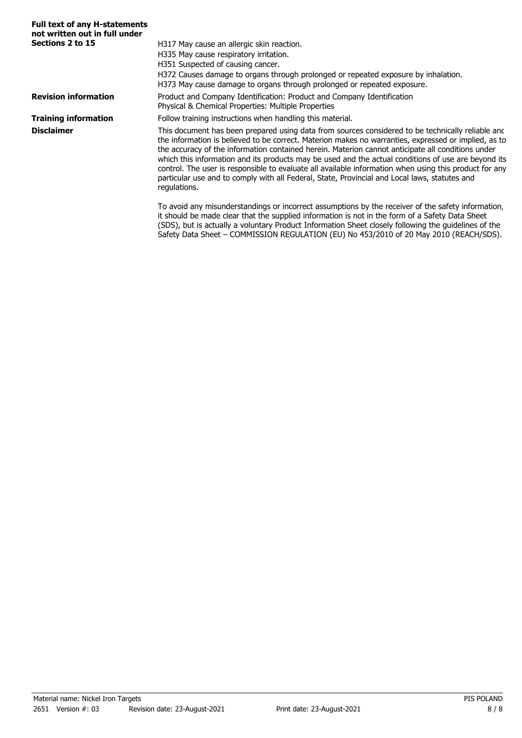**Full text of any H-statements not written out in full under Sections 2 to 15**

H317 May cause an allergic skin reaction.
H335 May cause respiratory irritation.
H351 Suspected of causing cancer.
H372 Causes damage to organs through prolonged or repeated exposure by inhalation.
H373 May cause damage to organs through prolonged or repeated exposure.

**Revision information**

Product and Company Identification: Product and Company Identification
Physical & Chemical Properties: Multiple Properties

**Training information**

Follow training instructions when handling this material.

**Disclaimer**

This document has been prepared using data from sources considered to be technically reliable and the information is believed to be correct. Materion makes no warranties, expressed or implied, as to the accuracy of the information contained herein. Materion cannot anticipate all conditions under which this information and its products may be used and the actual conditions of use are beyond its control. The user is responsible to evaluate all available information when using this product for any particular use and to comply with all Federal, State, Provincial and Local laws, statutes and regulations.

To avoid any misunderstandings or incorrect assumptions by the receiver of the safety information, it should be made clear that the supplied information is not in the form of a Safety Data Sheet (SDS), but is actually a voluntary Product Information Sheet closely following the guidelines of the Safety Data Sheet – COMMISSION REGULATION (EU) No 453/2010 of 20 May 2010 (REACH/SDS).